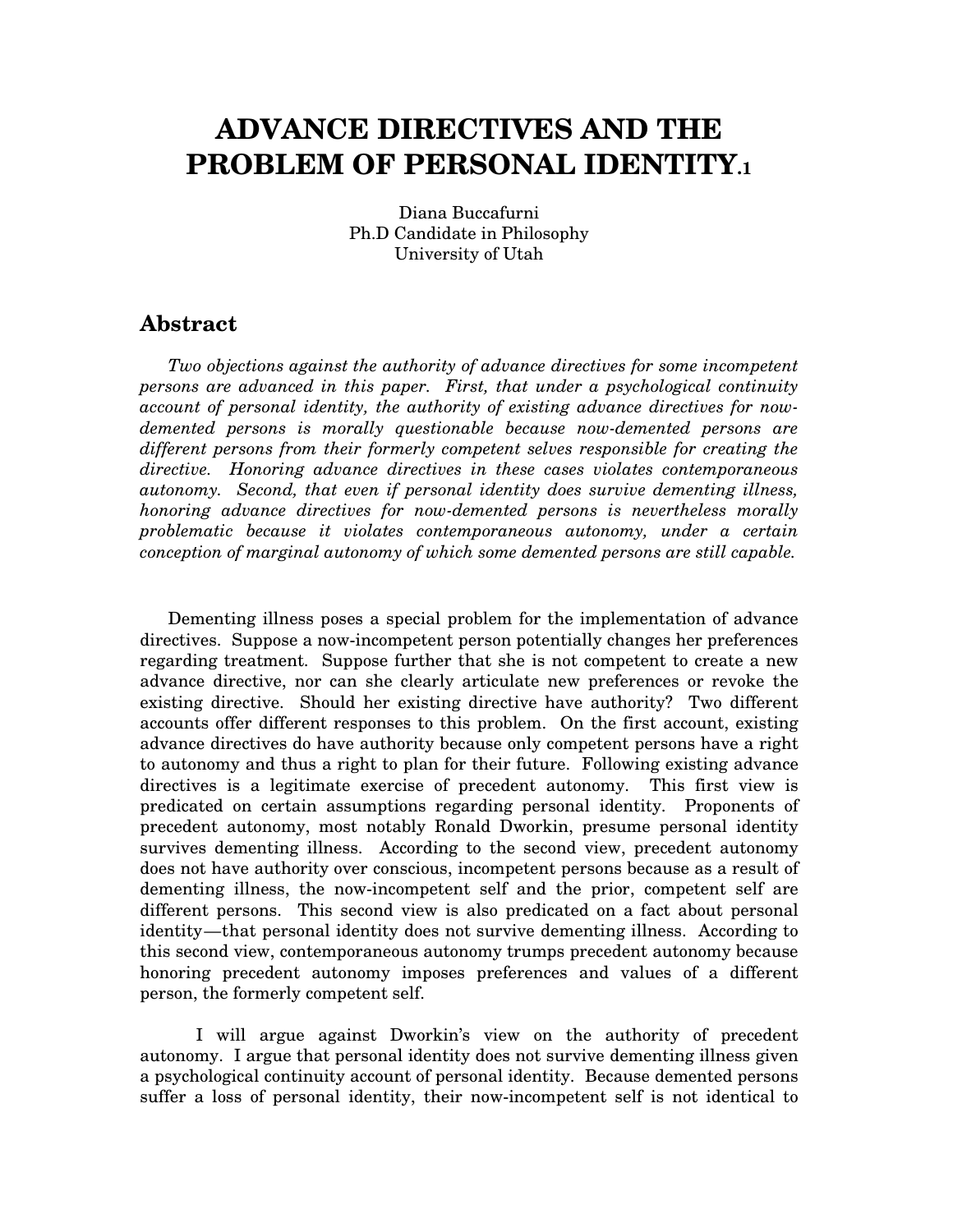# ADVANCE DIRECTIVES AND THE PROBLEM OF PERSONAL IDENTITY.[1]

Diana Buccafurni
Ph.D Candidate in Philosophy
University of Utah

## Abstract

*Two objections against the authority of advance directives for some incompetent persons are advanced in this paper. First, that under a psychological continuity account of personal identity, the authority of existing advance directives for now-demented persons is morally questionable because now-demented persons are different persons from their formerly competent selves responsible for creating the directive. Honoring advance directives in these cases violates contemporaneous autonomy. Second, that even if personal identity does survive dementing illness, honoring advance directives for now-demented persons is nevertheless morally problematic because it violates contemporaneous autonomy, under a certain conception of marginal autonomy of which some demented persons are still capable.*

Dementing illness poses a special problem for the implementation of advance directives. Suppose a now-incompetent person potentially changes her preferences regarding treatment. Suppose further that she is not competent to create a new advance directive, nor can she clearly articulate new preferences or revoke the existing directive. Should her existing directive have authority? Two different accounts offer different responses to this problem. On the first account, existing advance directives do have authority because only competent persons have a right to autonomy and thus a right to plan for their future. Following existing advance directives is a legitimate exercise of precedent autonomy. This first view is predicated on certain assumptions regarding personal identity. Proponents of precedent autonomy, most notably Ronald Dworkin, presume personal identity survives dementing illness. According to the second view, precedent autonomy does not have authority over conscious, incompetent persons because as a result of dementing illness, the now-incompetent self and the prior, competent self are different persons. This second view is also predicated on a fact about personal identity—that personal identity does not survive dementing illness. According to this second view, contemporaneous autonomy trumps precedent autonomy because honoring precedent autonomy imposes preferences and values of a different person, the formerly competent self.

I will argue against Dworkin's view on the authority of precedent autonomy. I argue that personal identity does not survive dementing illness given a psychological continuity account of personal identity. Because demented persons suffer a loss of personal identity, their now-incompetent self is not identical to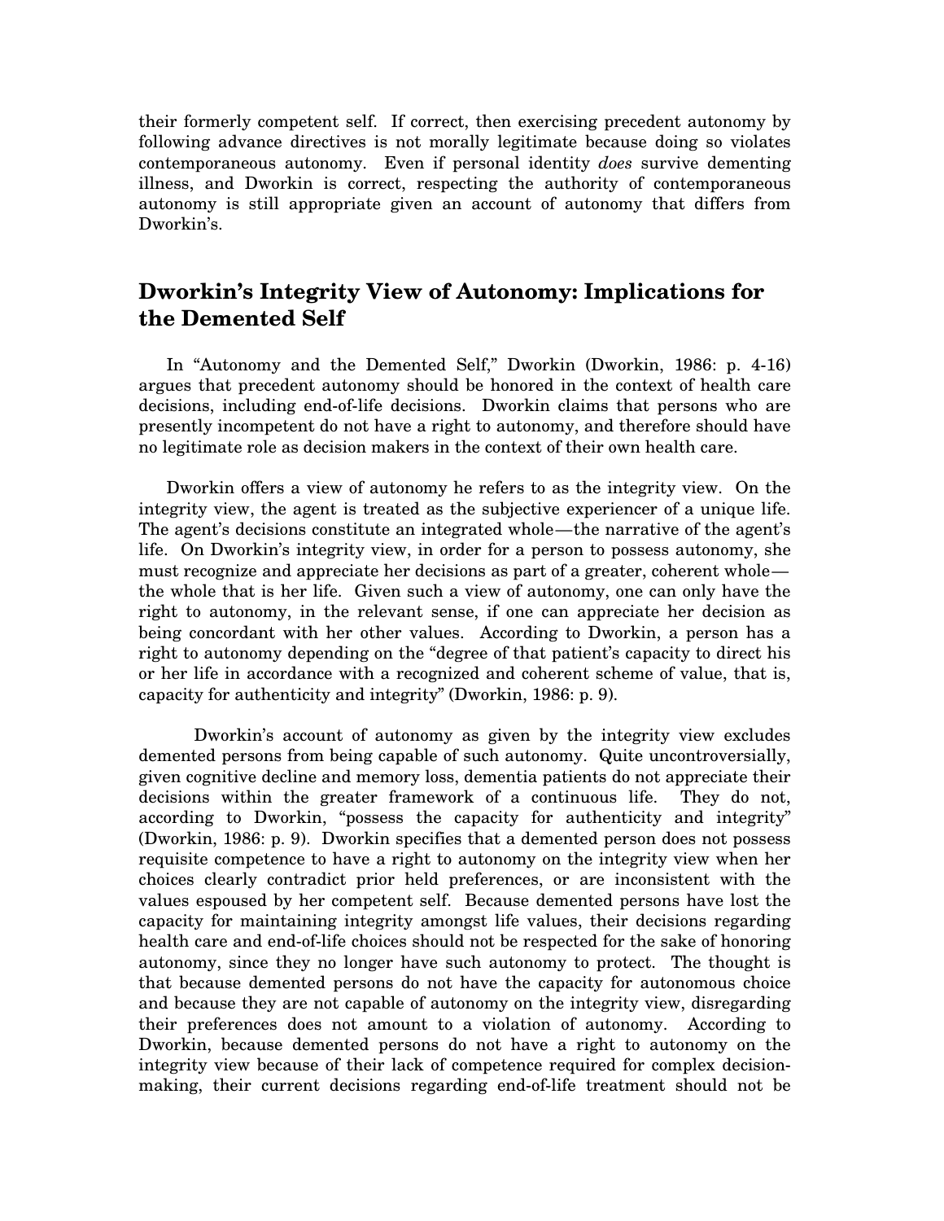their formerly competent self. If correct, then exercising precedent autonomy by following advance directives is not morally legitimate because doing so violates contemporaneous autonomy. Even if personal identity *does* survive dementing illness, and Dworkin is correct, respecting the authority of contemporaneous autonomy is still appropriate given an account of autonomy that differs from Dworkin's.

## Dworkin's Integrity View of Autonomy: Implications for the Demented Self

In "Autonomy and the Demented Self," Dworkin (Dworkin, 1986: p. 4-16) argues that precedent autonomy should be honored in the context of health care decisions, including end-of-life decisions. Dworkin claims that persons who are presently incompetent do not have a right to autonomy, and therefore should have no legitimate role as decision makers in the context of their own health care.

Dworkin offers a view of autonomy he refers to as the integrity view. On the integrity view, the agent is treated as the subjective experiencer of a unique life. The agent's decisions constitute an integrated whole—the narrative of the agent's life. On Dworkin's integrity view, in order for a person to possess autonomy, she must recognize and appreciate her decisions as part of a greater, coherent whole—the whole that is her life. Given such a view of autonomy, one can only have the right to autonomy, in the relevant sense, if one can appreciate her decision as being concordant with her other values. According to Dworkin, a person has a right to autonomy depending on the "degree of that patient's capacity to direct his or her life in accordance with a recognized and coherent scheme of value, that is, capacity for authenticity and integrity" (Dworkin, 1986: p. 9).

Dworkin's account of autonomy as given by the integrity view excludes demented persons from being capable of such autonomy. Quite uncontroversially, given cognitive decline and memory loss, dementia patients do not appreciate their decisions within the greater framework of a continuous life. They do not, according to Dworkin, "possess the capacity for authenticity and integrity" (Dworkin, 1986: p. 9). Dworkin specifies that a demented person does not possess requisite competence to have a right to autonomy on the integrity view when her choices clearly contradict prior held preferences, or are inconsistent with the values espoused by her competent self. Because demented persons have lost the capacity for maintaining integrity amongst life values, their decisions regarding health care and end-of-life choices should not be respected for the sake of honoring autonomy, since they no longer have such autonomy to protect. The thought is that because demented persons do not have the capacity for autonomous choice and because they are not capable of autonomy on the integrity view, disregarding their preferences does not amount to a violation of autonomy. According to Dworkin, because demented persons do not have a right to autonomy on the integrity view because of their lack of competence required for complex decision-making, their current decisions regarding end-of-life treatment should not be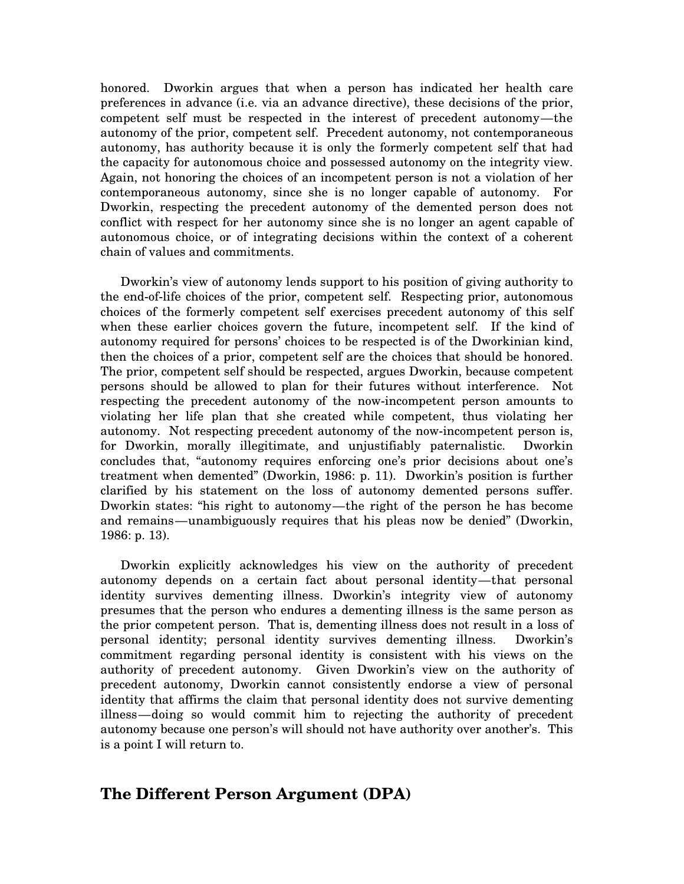honored. Dworkin argues that when a person has indicated her health care preferences in advance (i.e. via an advance directive), these decisions of the prior, competent self must be respected in the interest of precedent autonomy—the autonomy of the prior, competent self. Precedent autonomy, not contemporaneous autonomy, has authority because it is only the formerly competent self that had the capacity for autonomous choice and possessed autonomy on the integrity view. Again, not honoring the choices of an incompetent person is not a violation of her contemporaneous autonomy, since she is no longer capable of autonomy. For Dworkin, respecting the precedent autonomy of the demented person does not conflict with respect for her autonomy since she is no longer an agent capable of autonomous choice, or of integrating decisions within the context of a coherent chain of values and commitments.

Dworkin's view of autonomy lends support to his position of giving authority to the end-of-life choices of the prior, competent self. Respecting prior, autonomous choices of the formerly competent self exercises precedent autonomy of this self when these earlier choices govern the future, incompetent self. If the kind of autonomy required for persons' choices to be respected is of the Dworkinian kind, then the choices of a prior, competent self are the choices that should be honored. The prior, competent self should be respected, argues Dworkin, because competent persons should be allowed to plan for their futures without interference. Not respecting the precedent autonomy of the now-incompetent person amounts to violating her life plan that she created while competent, thus violating her autonomy. Not respecting precedent autonomy of the now-incompetent person is, for Dworkin, morally illegitimate, and unjustifiably paternalistic. Dworkin concludes that, "autonomy requires enforcing one's prior decisions about one's treatment when demented" (Dworkin, 1986: p. 11). Dworkin's position is further clarified by his statement on the loss of autonomy demented persons suffer. Dworkin states: "his right to autonomy—the right of the person he has become and remains—unambiguously requires that his pleas now be denied" (Dworkin, 1986: p. 13).

Dworkin explicitly acknowledges his view on the authority of precedent autonomy depends on a certain fact about personal identity—that personal identity survives dementing illness. Dworkin's integrity view of autonomy presumes that the person who endures a dementing illness is the same person as the prior competent person. That is, dementing illness does not result in a loss of personal identity; personal identity survives dementing illness. Dworkin's commitment regarding personal identity is consistent with his views on the authority of precedent autonomy. Given Dworkin's view on the authority of precedent autonomy, Dworkin cannot consistently endorse a view of personal identity that affirms the claim that personal identity does not survive dementing illness—doing so would commit him to rejecting the authority of precedent autonomy because one person's will should not have authority over another's. This is a point I will return to.

## The Different Person Argument (DPA)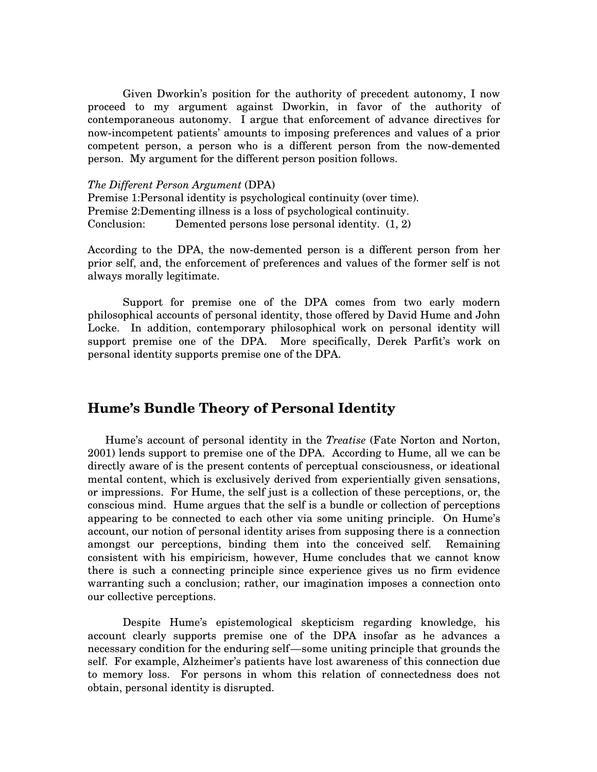Given Dworkin's position for the authority of precedent autonomy, I now proceed to my argument against Dworkin, in favor of the authority of contemporaneous autonomy. I argue that enforcement of advance directives for now-incompetent patients' amounts to imposing preferences and values of a prior competent person, a person who is a different person from the now-demented person. My argument for the different person position follows.

*The Different Person Argument* (DPA)
Premise 1:Personal identity is psychological continuity (over time).
Premise 2:Dementing illness is a loss of psychological continuity.
Conclusion: Demented persons lose personal identity. (1, 2)

According to the DPA, the now-demented person is a different person from her prior self, and, the enforcement of preferences and values of the former self is not always morally legitimate.

Support for premise one of the DPA comes from two early modern philosophical accounts of personal identity, those offered by David Hume and John Locke. In addition, contemporary philosophical work on personal identity will support premise one of the DPA. More specifically, Derek Parfit's work on personal identity supports premise one of the DPA.

## Hume's Bundle Theory of Personal Identity

Hume's account of personal identity in the *Treatise* (Fate Norton and Norton, 2001) lends support to premise one of the DPA. According to Hume, all we can be directly aware of is the present contents of perceptual consciousness, or ideational mental content, which is exclusively derived from experientially given sensations, or impressions. For Hume, the self just is a collection of these perceptions, or, the conscious mind. Hume argues that the self is a bundle or collection of perceptions appearing to be connected to each other via some uniting principle. On Hume's account, our notion of personal identity arises from supposing there is a connection amongst our perceptions, binding them into the conceived self. Remaining consistent with his empiricism, however, Hume concludes that we cannot know there is such a connecting principle since experience gives us no firm evidence warranting such a conclusion; rather, our imagination imposes a connection onto our collective perceptions.

Despite Hume's epistemological skepticism regarding knowledge, his account clearly supports premise one of the DPA insofar as he advances a necessary condition for the enduring self—some uniting principle that grounds the self. For example, Alzheimer's patients have lost awareness of this connection due to memory loss. For persons in whom this relation of connectedness does not obtain, personal identity is disrupted.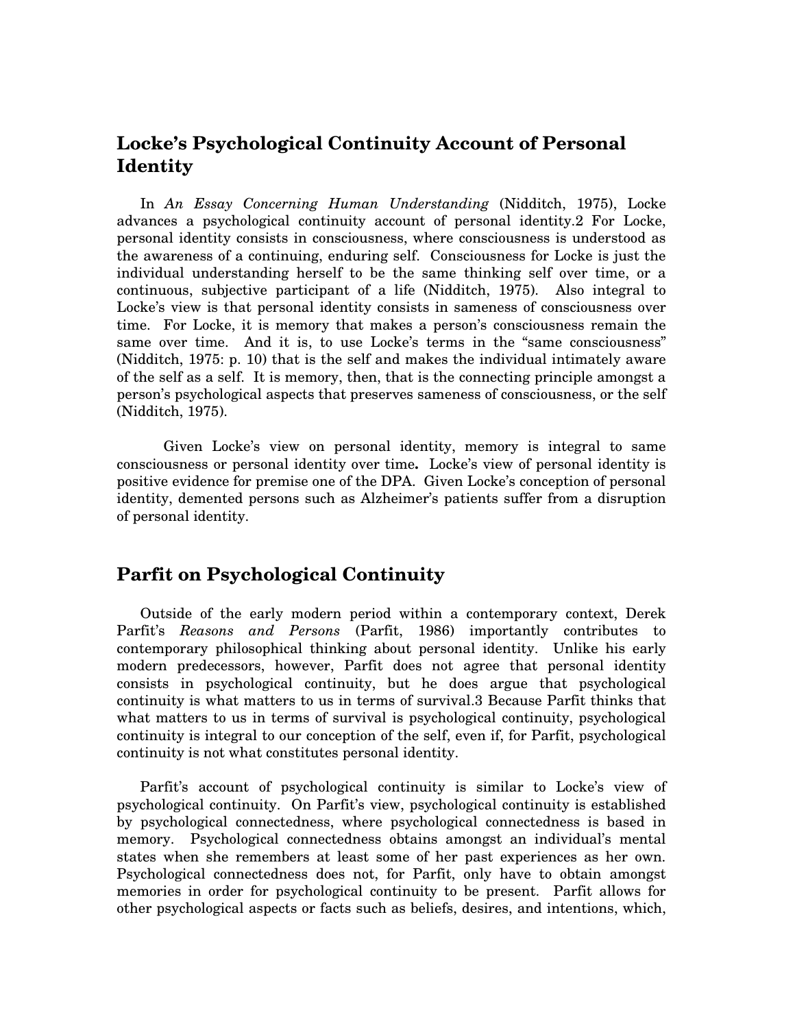## Locke's Psychological Continuity Account of Personal Identity

In *An Essay Concerning Human Understanding* (Nidditch, 1975), Locke advances a psychological continuity account of personal identity.2 For Locke, personal identity consists in consciousness, where consciousness is understood as the awareness of a continuing, enduring self. Consciousness for Locke is just the individual understanding herself to be the same thinking self over time, or a continuous, subjective participant of a life (Nidditch, 1975). Also integral to Locke's view is that personal identity consists in sameness of consciousness over time. For Locke, it is memory that makes a person's consciousness remain the same over time. And it is, to use Locke's terms in the "same consciousness" (Nidditch, 1975: p. 10) that is the self and makes the individual intimately aware of the self as a self. It is memory, then, that is the connecting principle amongst a person's psychological aspects that preserves sameness of consciousness, or the self (Nidditch, 1975).

Given Locke's view on personal identity, memory is integral to same consciousness or personal identity over time**.** Locke's view of personal identity is positive evidence for premise one of the DPA. Given Locke's conception of personal identity, demented persons such as Alzheimer's patients suffer from a disruption of personal identity.

## Parfit on Psychological Continuity

Outside of the early modern period within a contemporary context, Derek Parfit's *Reasons and Persons* (Parfit, 1986) importantly contributes to contemporary philosophical thinking about personal identity. Unlike his early modern predecessors, however, Parfit does not agree that personal identity consists in psychological continuity, but he does argue that psychological continuity is what matters to us in terms of survival.3 Because Parfit thinks that what matters to us in terms of survival is psychological continuity, psychological continuity is integral to our conception of the self, even if, for Parfit, psychological continuity is not what constitutes personal identity.

Parfit's account of psychological continuity is similar to Locke's view of psychological continuity. On Parfit's view, psychological continuity is established by psychological connectedness, where psychological connectedness is based in memory. Psychological connectedness obtains amongst an individual's mental states when she remembers at least some of her past experiences as her own. Psychological connectedness does not, for Parfit, only have to obtain amongst memories in order for psychological continuity to be present. Parfit allows for other psychological aspects or facts such as beliefs, desires, and intentions, which,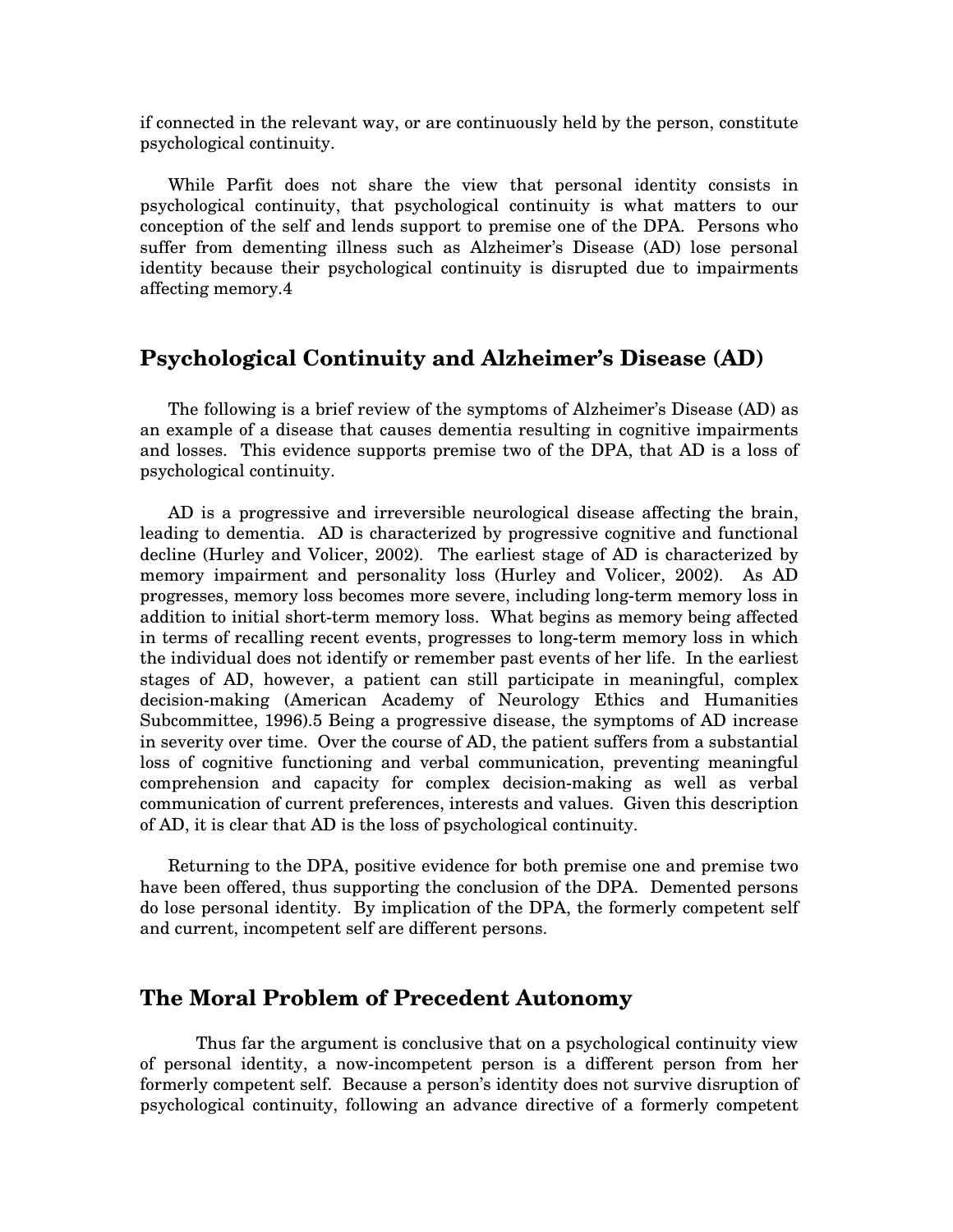if connected in the relevant way, or are continuously held by the person, constitute psychological continuity.

While Parfit does not share the view that personal identity consists in psychological continuity, that psychological continuity is what matters to our conception of the self and lends support to premise one of the DPA. Persons who suffer from dementing illness such as Alzheimer's Disease (AD) lose personal identity because their psychological continuity is disrupted due to impairments affecting memory.4

## Psychological Continuity and Alzheimer's Disease (AD)

The following is a brief review of the symptoms of Alzheimer's Disease (AD) as an example of a disease that causes dementia resulting in cognitive impairments and losses. This evidence supports premise two of the DPA, that AD is a loss of psychological continuity.

AD is a progressive and irreversible neurological disease affecting the brain, leading to dementia. AD is characterized by progressive cognitive and functional decline (Hurley and Volicer, 2002). The earliest stage of AD is characterized by memory impairment and personality loss (Hurley and Volicer, 2002). As AD progresses, memory loss becomes more severe, including long-term memory loss in addition to initial short-term memory loss. What begins as memory being affected in terms of recalling recent events, progresses to long-term memory loss in which the individual does not identify or remember past events of her life. In the earliest stages of AD, however, a patient can still participate in meaningful, complex decision-making (American Academy of Neurology Ethics and Humanities Subcommittee, 1996).5 Being a progressive disease, the symptoms of AD increase in severity over time. Over the course of AD, the patient suffers from a substantial loss of cognitive functioning and verbal communication, preventing meaningful comprehension and capacity for complex decision-making as well as verbal communication of current preferences, interests and values. Given this description of AD, it is clear that AD is the loss of psychological continuity.

Returning to the DPA, positive evidence for both premise one and premise two have been offered, thus supporting the conclusion of the DPA. Demented persons do lose personal identity. By implication of the DPA, the formerly competent self and current, incompetent self are different persons.

## The Moral Problem of Precedent Autonomy

Thus far the argument is conclusive that on a psychological continuity view of personal identity, a now-incompetent person is a different person from her formerly competent self. Because a person's identity does not survive disruption of psychological continuity, following an advance directive of a formerly competent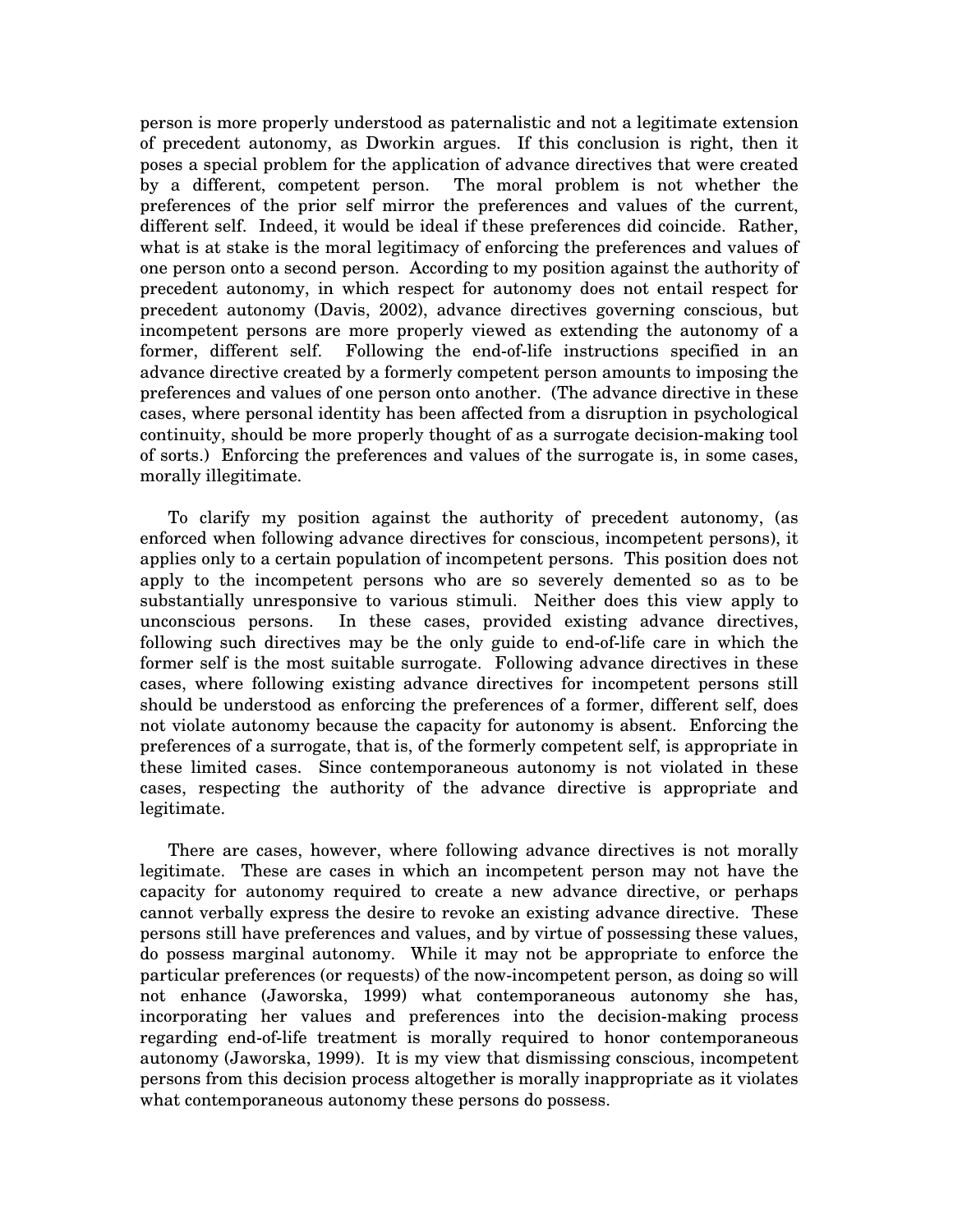person is more properly understood as paternalistic and not a legitimate extension of precedent autonomy, as Dworkin argues. If this conclusion is right, then it poses a special problem for the application of advance directives that were created by a different, competent person. The moral problem is not whether the preferences of the prior self mirror the preferences and values of the current, different self. Indeed, it would be ideal if these preferences did coincide. Rather, what is at stake is the moral legitimacy of enforcing the preferences and values of one person onto a second person. According to my position against the authority of precedent autonomy, in which respect for autonomy does not entail respect for precedent autonomy (Davis, 2002), advance directives governing conscious, but incompetent persons are more properly viewed as extending the autonomy of a former, different self. Following the end-of-life instructions specified in an advance directive created by a formerly competent person amounts to imposing the preferences and values of one person onto another. (The advance directive in these cases, where personal identity has been affected from a disruption in psychological continuity, should be more properly thought of as a surrogate decision-making tool of sorts.) Enforcing the preferences and values of the surrogate is, in some cases, morally illegitimate.

To clarify my position against the authority of precedent autonomy, (as enforced when following advance directives for conscious, incompetent persons), it applies only to a certain population of incompetent persons. This position does not apply to the incompetent persons who are so severely demented so as to be substantially unresponsive to various stimuli. Neither does this view apply to unconscious persons. In these cases, provided existing advance directives, following such directives may be the only guide to end-of-life care in which the former self is the most suitable surrogate. Following advance directives in these cases, where following existing advance directives for incompetent persons still should be understood as enforcing the preferences of a former, different self, does not violate autonomy because the capacity for autonomy is absent. Enforcing the preferences of a surrogate, that is, of the formerly competent self, is appropriate in these limited cases. Since contemporaneous autonomy is not violated in these cases, respecting the authority of the advance directive is appropriate and legitimate.

There are cases, however, where following advance directives is not morally legitimate. These are cases in which an incompetent person may not have the capacity for autonomy required to create a new advance directive, or perhaps cannot verbally express the desire to revoke an existing advance directive. These persons still have preferences and values, and by virtue of possessing these values, do possess marginal autonomy. While it may not be appropriate to enforce the particular preferences (or requests) of the now-incompetent person, as doing so will not enhance (Jaworska, 1999) what contemporaneous autonomy she has, incorporating her values and preferences into the decision-making process regarding end-of-life treatment is morally required to honor contemporaneous autonomy (Jaworska, 1999). It is my view that dismissing conscious, incompetent persons from this decision process altogether is morally inappropriate as it violates what contemporaneous autonomy these persons do possess.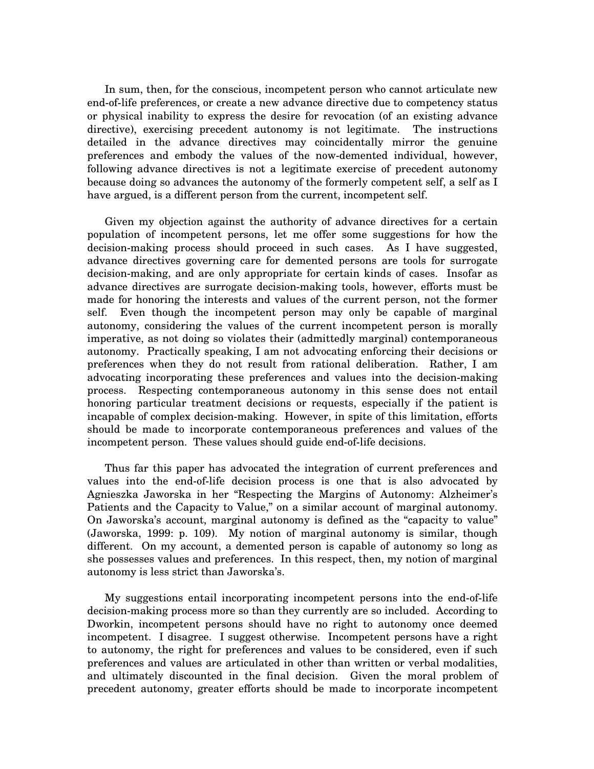In sum, then, for the conscious, incompetent person who cannot articulate new end-of-life preferences, or create a new advance directive due to competency status or physical inability to express the desire for revocation (of an existing advance directive), exercising precedent autonomy is not legitimate. The instructions detailed in the advance directives may coincidentally mirror the genuine preferences and embody the values of the now-demented individual, however, following advance directives is not a legitimate exercise of precedent autonomy because doing so advances the autonomy of the formerly competent self, a self as I have argued, is a different person from the current, incompetent self.

Given my objection against the authority of advance directives for a certain population of incompetent persons, let me offer some suggestions for how the decision-making process should proceed in such cases. As I have suggested, advance directives governing care for demented persons are tools for surrogate decision-making, and are only appropriate for certain kinds of cases. Insofar as advance directives are surrogate decision-making tools, however, efforts must be made for honoring the interests and values of the current person, not the former self. Even though the incompetent person may only be capable of marginal autonomy, considering the values of the current incompetent person is morally imperative, as not doing so violates their (admittedly marginal) contemporaneous autonomy. Practically speaking, I am not advocating enforcing their decisions or preferences when they do not result from rational deliberation. Rather, I am advocating incorporating these preferences and values into the decision-making process. Respecting contemporaneous autonomy in this sense does not entail honoring particular treatment decisions or requests, especially if the patient is incapable of complex decision-making. However, in spite of this limitation, efforts should be made to incorporate contemporaneous preferences and values of the incompetent person. These values should guide end-of-life decisions.

Thus far this paper has advocated the integration of current preferences and values into the end-of-life decision process is one that is also advocated by Agnieszka Jaworska in her "Respecting the Margins of Autonomy: Alzheimer's Patients and the Capacity to Value," on a similar account of marginal autonomy. On Jaworska's account, marginal autonomy is defined as the "capacity to value" (Jaworska, 1999: p. 109). My notion of marginal autonomy is similar, though different. On my account, a demented person is capable of autonomy so long as she possesses values and preferences. In this respect, then, my notion of marginal autonomy is less strict than Jaworska's.

My suggestions entail incorporating incompetent persons into the end-of-life decision-making process more so than they currently are so included. According to Dworkin, incompetent persons should have no right to autonomy once deemed incompetent. I disagree. I suggest otherwise. Incompetent persons have a right to autonomy, the right for preferences and values to be considered, even if such preferences and values are articulated in other than written or verbal modalities, and ultimately discounted in the final decision. Given the moral problem of precedent autonomy, greater efforts should be made to incorporate incompetent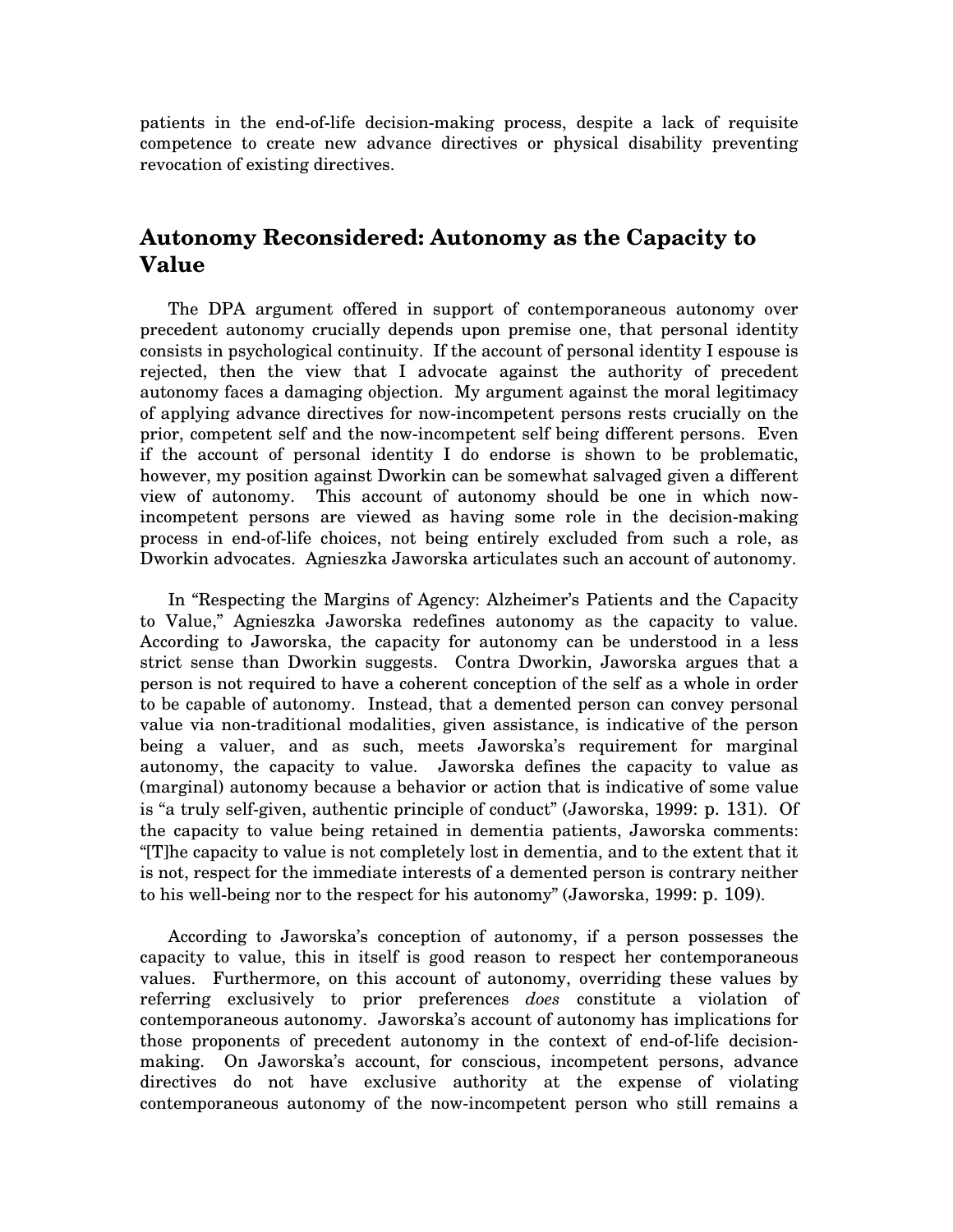patients in the end-of-life decision-making process, despite a lack of requisite competence to create new advance directives or physical disability preventing revocation of existing directives.

## Autonomy Reconsidered: Autonomy as the Capacity to Value

The DPA argument offered in support of contemporaneous autonomy over precedent autonomy crucially depends upon premise one, that personal identity consists in psychological continuity. If the account of personal identity I espouse is rejected, then the view that I advocate against the authority of precedent autonomy faces a damaging objection. My argument against the moral legitimacy of applying advance directives for now-incompetent persons rests crucially on the prior, competent self and the now-incompetent self being different persons. Even if the account of personal identity I do endorse is shown to be problematic, however, my position against Dworkin can be somewhat salvaged given a different view of autonomy. This account of autonomy should be one in which now-incompetent persons are viewed as having some role in the decision-making process in end-of-life choices, not being entirely excluded from such a role, as Dworkin advocates. Agnieszka Jaworska articulates such an account of autonomy.

In "Respecting the Margins of Agency: Alzheimer's Patients and the Capacity to Value," Agnieszka Jaworska redefines autonomy as the capacity to value. According to Jaworska, the capacity for autonomy can be understood in a less strict sense than Dworkin suggests. Contra Dworkin, Jaworska argues that a person is not required to have a coherent conception of the self as a whole in order to be capable of autonomy. Instead, that a demented person can convey personal value via non-traditional modalities, given assistance, is indicative of the person being a valuer, and as such, meets Jaworska's requirement for marginal autonomy, the capacity to value. Jaworska defines the capacity to value as (marginal) autonomy because a behavior or action that is indicative of some value is "a truly self-given, authentic principle of conduct" (Jaworska, 1999: p. 131). Of the capacity to value being retained in dementia patients, Jaworska comments: "[T]he capacity to value is not completely lost in dementia, and to the extent that it is not, respect for the immediate interests of a demented person is contrary neither to his well-being nor to the respect for his autonomy" (Jaworska, 1999: p. 109).

According to Jaworska's conception of autonomy, if a person possesses the capacity to value, this in itself is good reason to respect her contemporaneous values. Furthermore, on this account of autonomy, overriding these values by referring exclusively to prior preferences *does* constitute a violation of contemporaneous autonomy. Jaworska's account of autonomy has implications for those proponents of precedent autonomy in the context of end-of-life decision-making. On Jaworska's account, for conscious, incompetent persons, advance directives do not have exclusive authority at the expense of violating contemporaneous autonomy of the now-incompetent person who still remains a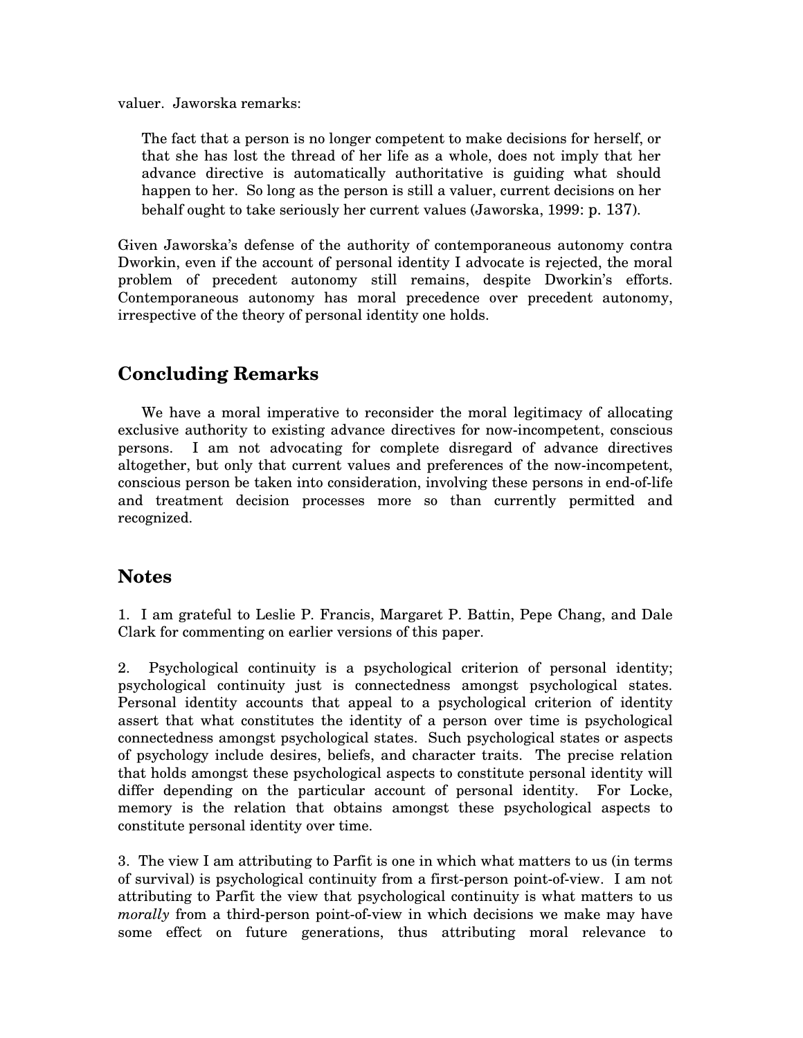valuer. Jaworska remarks:

> The fact that a person is no longer competent to make decisions for herself, or that she has lost the thread of her life as a whole, does not imply that her advance directive is automatically authoritative is guiding what should happen to her. So long as the person is still a valuer, current decisions on her behalf ought to take seriously her current values (Jaworska, 1999: p. 137).

Given Jaworska's defense of the authority of contemporaneous autonomy contra Dworkin, even if the account of personal identity I advocate is rejected, the moral problem of precedent autonomy still remains, despite Dworkin's efforts. Contemporaneous autonomy has moral precedence over precedent autonomy, irrespective of the theory of personal identity one holds.

## Concluding Remarks

We have a moral imperative to reconsider the moral legitimacy of allocating exclusive authority to existing advance directives for now-incompetent, conscious persons. I am not advocating for complete disregard of advance directives altogether, but only that current values and preferences of the now-incompetent, conscious person be taken into consideration, involving these persons in end-of-life and treatment decision processes more so than currently permitted and recognized.

## Notes

1. I am grateful to Leslie P. Francis, Margaret P. Battin, Pepe Chang, and Dale Clark for commenting on earlier versions of this paper.

2. Psychological continuity is a psychological criterion of personal identity; psychological continuity just is connectedness amongst psychological states. Personal identity accounts that appeal to a psychological criterion of identity assert that what constitutes the identity of a person over time is psychological connectedness amongst psychological states. Such psychological states or aspects of psychology include desires, beliefs, and character traits. The precise relation that holds amongst these psychological aspects to constitute personal identity will differ depending on the particular account of personal identity. For Locke, memory is the relation that obtains amongst these psychological aspects to constitute personal identity over time.

3. The view I am attributing to Parfit is one in which what matters to us (in terms of survival) is psychological continuity from a first-person point-of-view. I am not attributing to Parfit the view that psychological continuity is what matters to us *morally* from a third-person point-of-view in which decisions we make may have some effect on future generations, thus attributing moral relevance to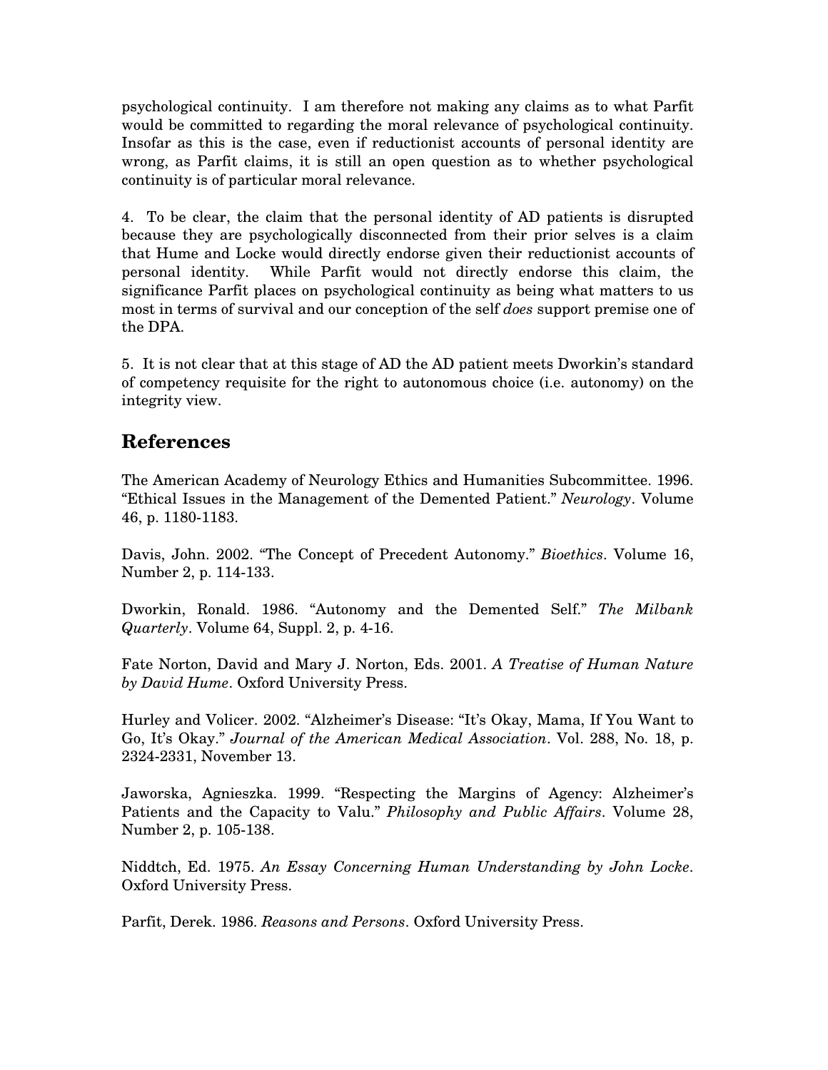psychological continuity. I am therefore not making any claims as to what Parfit would be committed to regarding the moral relevance of psychological continuity. Insofar as this is the case, even if reductionist accounts of personal identity are wrong, as Parfit claims, it is still an open question as to whether psychological continuity is of particular moral relevance.

4. To be clear, the claim that the personal identity of AD patients is disrupted because they are psychologically disconnected from their prior selves is a claim that Hume and Locke would directly endorse given their reductionist accounts of personal identity. While Parfit would not directly endorse this claim, the significance Parfit places on psychological continuity as being what matters to us most in terms of survival and our conception of the self *does* support premise one of the DPA.

5. It is not clear that at this stage of AD the AD patient meets Dworkin's standard of competency requisite for the right to autonomous choice (i.e. autonomy) on the integrity view.

## References

The American Academy of Neurology Ethics and Humanities Subcommittee. 1996. "Ethical Issues in the Management of the Demented Patient." *Neurology*. Volume 46, p. 1180-1183.

Davis, John. 2002. "The Concept of Precedent Autonomy." *Bioethics*. Volume 16, Number 2, p. 114-133.

Dworkin, Ronald. 1986. "Autonomy and the Demented Self." *The Milbank Quarterly*. Volume 64, Suppl. 2, p. 4-16.

Fate Norton, David and Mary J. Norton, Eds. 2001. *A Treatise of Human Nature by David Hume*. Oxford University Press.

Hurley and Volicer. 2002. "Alzheimer's Disease: "It's Okay, Mama, If You Want to Go, It's Okay." *Journal of the American Medical Association*. Vol. 288, No. 18, p. 2324-2331, November 13.

Jaworska, Agnieszka. 1999. "Respecting the Margins of Agency: Alzheimer's Patients and the Capacity to Valu." *Philosophy and Public Affairs*. Volume 28, Number 2, p. 105-138.

Niddtch, Ed. 1975. *An Essay Concerning Human Understanding by John Locke*. Oxford University Press.

Parfit, Derek. 1986. *Reasons and Persons*. Oxford University Press.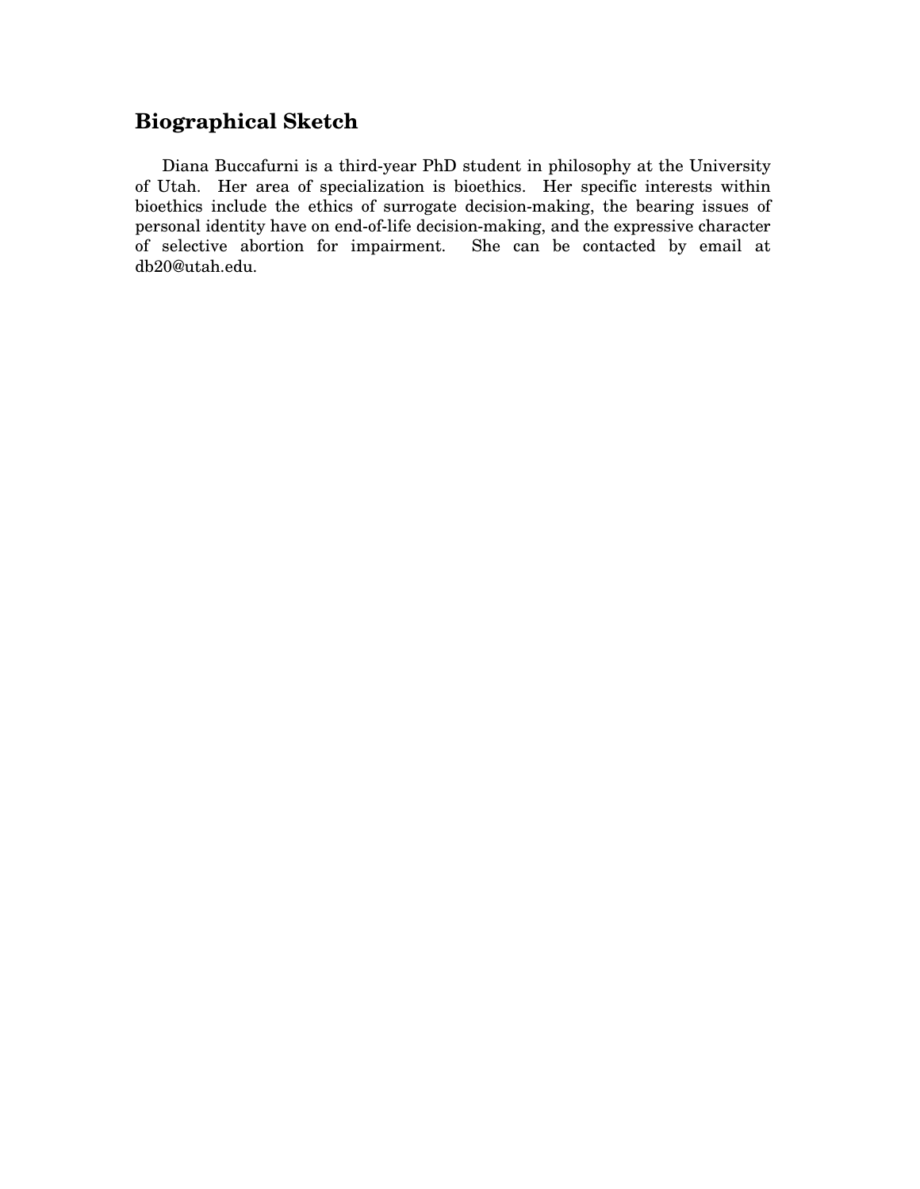## Biographical Sketch

Diana Buccafurni is a third-year PhD student in philosophy at the University of Utah. Her area of specialization is bioethics. Her specific interests within bioethics include the ethics of surrogate decision-making, the bearing issues of personal identity have on end-of-life decision-making, and the expressive character of selective abortion for impairment. She can be contacted by email at db20@utah.edu.